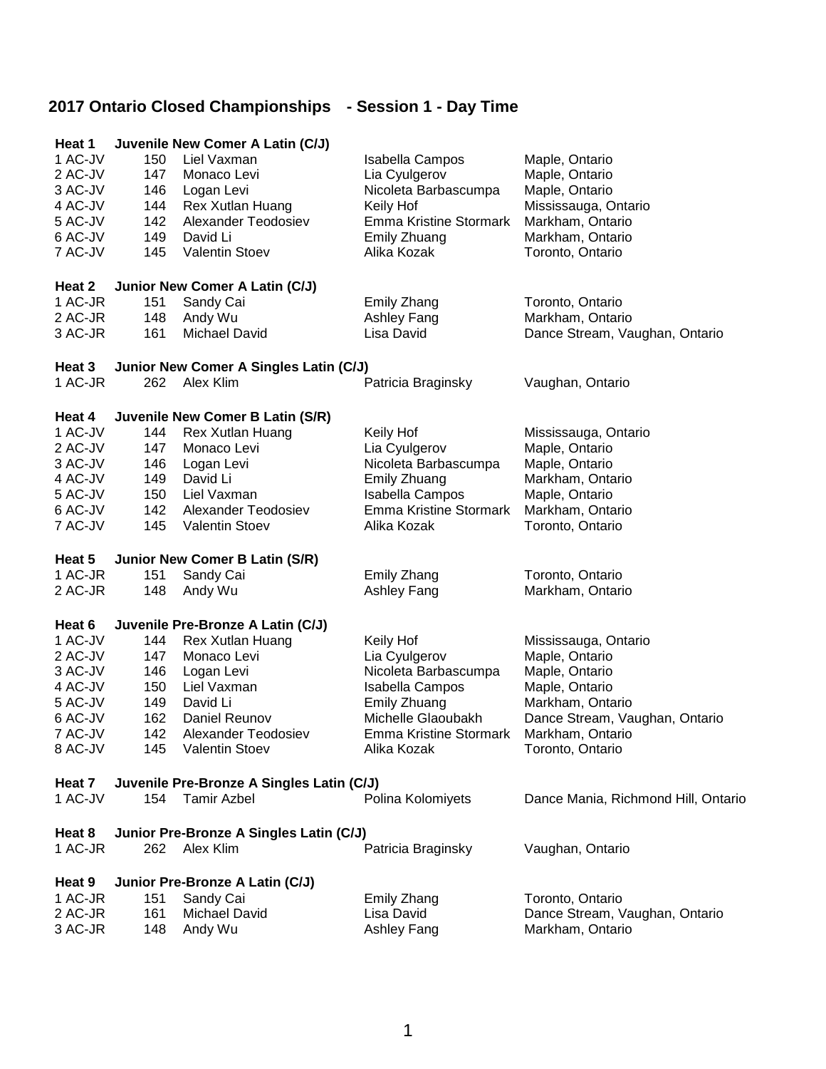# 2017 Ontario Closed Championships - Session 1 - Day Time

### Heat 1 Juvenile New Comer A Latin (C/J)

| | | | | |
|---|---|---|---|---|
| 1 AC-JV | 150 | Liel Vaxman | Isabella Campos | Maple, Ontario |
| 2 AC-JV | 147 | Monaco Levi | Lia Cyulgerov | Maple, Ontario |
| 3 AC-JV | 146 | Logan Levi | Nicoleta Barbascumpa | Maple, Ontario |
| 4 AC-JV | 144 | Rex Xutlan Huang | Keily Hof | Mississauga, Ontario |
| 5 AC-JV | 142 | Alexander Teodosiev | Emma Kristine Stormark | Markham, Ontario |
| 6 AC-JV | 149 | David Li | Emily Zhuang | Markham, Ontario |
| 7 AC-JV | 145 | Valentin Stoev | Alika Kozak | Toronto, Ontario |

### Heat 2 Junior New Comer A Latin (C/J)

| | | | | |
|---|---|---|---|---|
| 1 AC-JR | 151 | Sandy Cai | Emily Zhang | Toronto, Ontario |
| 2 AC-JR | 148 | Andy Wu | Ashley Fang | Markham, Ontario |
| 3 AC-JR | 161 | Michael David | Lisa David | Dance Stream, Vaughan, Ontario |

### Heat 3 Junior New Comer A Singles Latin (C/J)

| | | | | |
|---|---|---|---|---|
| 1 AC-JR | 262 | Alex Klim | Patricia Braginsky | Vaughan, Ontario |

### Heat 4 Juvenile New Comer B Latin (S/R)

| | | | | |
|---|---|---|---|---|
| 1 AC-JV | 144 | Rex Xutlan Huang | Keily Hof | Mississauga, Ontario |
| 2 AC-JV | 147 | Monaco Levi | Lia Cyulgerov | Maple, Ontario |
| 3 AC-JV | 146 | Logan Levi | Nicoleta Barbascumpa | Maple, Ontario |
| 4 AC-JV | 149 | David Li | Emily Zhuang | Markham, Ontario |
| 5 AC-JV | 150 | Liel Vaxman | Isabella Campos | Maple, Ontario |
| 6 AC-JV | 142 | Alexander Teodosiev | Emma Kristine Stormark | Markham, Ontario |
| 7 AC-JV | 145 | Valentin Stoev | Alika Kozak | Toronto, Ontario |

### Heat 5 Junior New Comer B Latin (S/R)

| | | | | |
|---|---|---|---|---|
| 1 AC-JR | 151 | Sandy Cai | Emily Zhang | Toronto, Ontario |
| 2 AC-JR | 148 | Andy Wu | Ashley Fang | Markham, Ontario |

### Heat 6 Juvenile Pre-Bronze A Latin (C/J)

| | | | | |
|---|---|---|---|---|
| 1 AC-JV | 144 | Rex Xutlan Huang | Keily Hof | Mississauga, Ontario |
| 2 AC-JV | 147 | Monaco Levi | Lia Cyulgerov | Maple, Ontario |
| 3 AC-JV | 146 | Logan Levi | Nicoleta Barbascumpa | Maple, Ontario |
| 4 AC-JV | 150 | Liel Vaxman | Isabella Campos | Maple, Ontario |
| 5 AC-JV | 149 | David Li | Emily Zhuang | Markham, Ontario |
| 6 AC-JV | 162 | Daniel Reunov | Michelle Glaoubakh | Dance Stream, Vaughan, Ontario |
| 7 AC-JV | 142 | Alexander Teodosiev | Emma Kristine Stormark | Markham, Ontario |
| 8 AC-JV | 145 | Valentin Stoev | Alika Kozak | Toronto, Ontario |

### Heat 7 Juvenile Pre-Bronze A Singles Latin (C/J)

| | | | | |
|---|---|---|---|---|
| 1 AC-JV | 154 | Tamir Azbel | Polina Kolomiyets | Dance Mania, Richmond Hill, Ontario |

### Heat 8 Junior Pre-Bronze A Singles Latin (C/J)

| | | | | |
|---|---|---|---|---|
| 1 AC-JR | 262 | Alex Klim | Patricia Braginsky | Vaughan, Ontario |

### Heat 9 Junior Pre-Bronze A Latin (C/J)

| | | | | |
|---|---|---|---|---|
| 1 AC-JR | 151 | Sandy Cai | Emily Zhang | Toronto, Ontario |
| 2 AC-JR | 161 | Michael David | Lisa David | Dance Stream, Vaughan, Ontario |
| 3 AC-JR | 148 | Andy Wu | Ashley Fang | Markham, Ontario |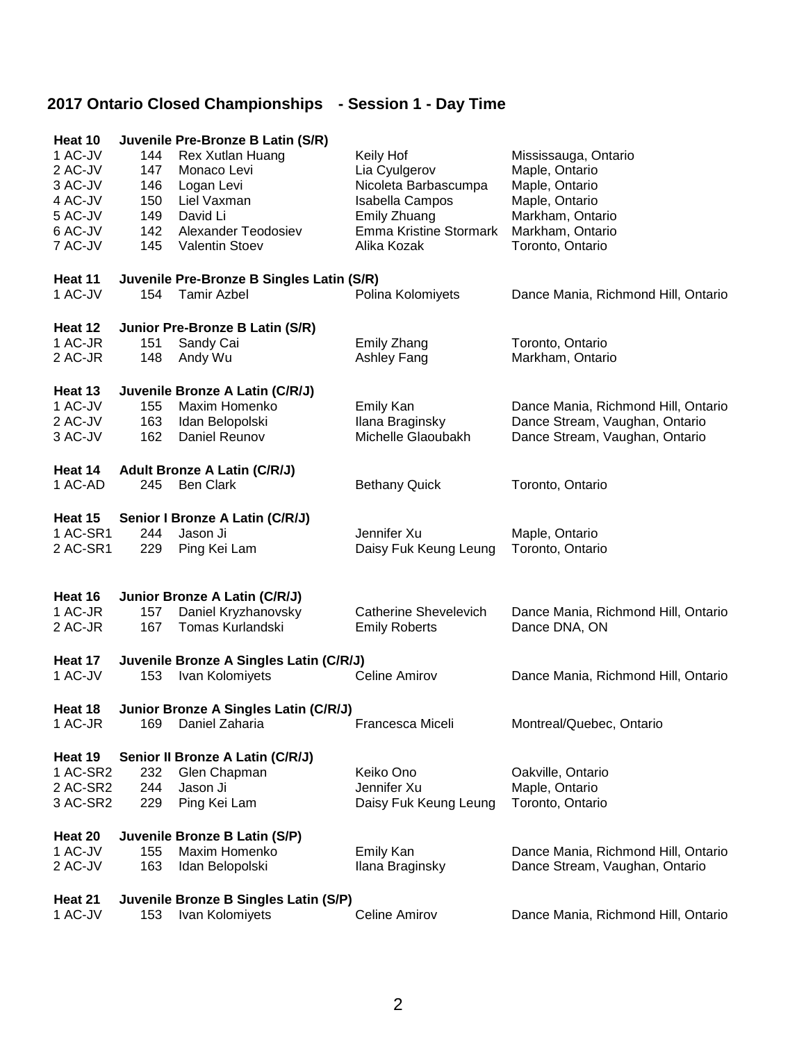## 2017 Ontario Closed Championships - Session 1 - Day Time

**Heat 10 Juvenile Pre-Bronze B Latin (S/R)**

| | | | | |
|---|---|---|---|---|
| 1 AC-JV | 144 | Rex Xutlan Huang | Keily Hof | Mississauga, Ontario |
| 2 AC-JV | 147 | Monaco Levi | Lia Cyulgerov | Maple, Ontario |
| 3 AC-JV | 146 | Logan Levi | Nicoleta Barbascumpa | Maple, Ontario |
| 4 AC-JV | 150 | Liel Vaxman | Isabella Campos | Maple, Ontario |
| 5 AC-JV | 149 | David Li | Emily Zhuang | Markham, Ontario |
| 6 AC-JV | 142 | Alexander Teodosiev | Emma Kristine Stormark | Markham, Ontario |
| 7 AC-JV | 145 | Valentin Stoev | Alika Kozak | Toronto, Ontario |

**Heat 11 Juvenile Pre-Bronze B Singles Latin (S/R)**

| | | | | |
|---|---|---|---|---|
| 1 AC-JV | 154 | Tamir Azbel | Polina Kolomiyets | Dance Mania, Richmond Hill, Ontario |

**Heat 12 Junior Pre-Bronze B Latin (S/R)**

| | | | | |
|---|---|---|---|---|
| 1 AC-JR | 151 | Sandy Cai | Emily Zhang | Toronto, Ontario |
| 2 AC-JR | 148 | Andy Wu | Ashley Fang | Markham, Ontario |

**Heat 13 Juvenile Bronze A Latin (C/R/J)**

| | | | | |
|---|---|---|---|---|
| 1 AC-JV | 155 | Maxim Homenko | Emily Kan | Dance Mania, Richmond Hill, Ontario |
| 2 AC-JV | 163 | Idan Belopolski | Ilana Braginsky | Dance Stream, Vaughan, Ontario |
| 3 AC-JV | 162 | Daniel Reunov | Michelle Glaoubakh | Dance Stream, Vaughan, Ontario |

**Heat 14 Adult Bronze A Latin (C/R/J)**

| | | | | |
|---|---|---|---|---|
| 1 AC-AD | 245 | Ben Clark | Bethany Quick | Toronto, Ontario |

**Heat 15 Senior I Bronze A Latin (C/R/J)**

| | | | | |
|---|---|---|---|---|
| 1 AC-SR1 | 244 | Jason Ji | Jennifer Xu | Maple, Ontario |
| 2 AC-SR1 | 229 | Ping Kei Lam | Daisy Fuk Keung Leung | Toronto, Ontario |

**Heat 16 Junior Bronze A Latin (C/R/J)**

| | | | | |
|---|---|---|---|---|
| 1 AC-JR | 157 | Daniel Kryzhanovsky | Catherine Shevelevich | Dance Mania, Richmond Hill, Ontario |
| 2 AC-JR | 167 | Tomas Kurlandski | Emily Roberts | Dance DNA, ON |

**Heat 17 Juvenile Bronze A Singles Latin (C/R/J)**

| | | | | |
|---|---|---|---|---|
| 1 AC-JV | 153 | Ivan Kolomiyets | Celine Amirov | Dance Mania, Richmond Hill, Ontario |

**Heat 18 Junior Bronze A Singles Latin (C/R/J)**

| | | | | |
|---|---|---|---|---|
| 1 AC-JR | 169 | Daniel Zaharia | Francesca Miceli | Montreal/Quebec, Ontario |

**Heat 19 Senior II Bronze A Latin (C/R/J)**

| | | | | |
|---|---|---|---|---|
| 1 AC-SR2 | 232 | Glen Chapman | Keiko Ono | Oakville, Ontario |
| 2 AC-SR2 | 244 | Jason Ji | Jennifer Xu | Maple, Ontario |
| 3 AC-SR2 | 229 | Ping Kei Lam | Daisy Fuk Keung Leung | Toronto, Ontario |

**Heat 20 Juvenile Bronze B Latin (S/P)**

| | | | | |
|---|---|---|---|---|
| 1 AC-JV | 155 | Maxim Homenko | Emily Kan | Dance Mania, Richmond Hill, Ontario |
| 2 AC-JV | 163 | Idan Belopolski | Ilana Braginsky | Dance Stream, Vaughan, Ontario |

**Heat 21 Juvenile Bronze B Singles Latin (S/P)**

| | | | | |
|---|---|---|---|---|
| 1 AC-JV | 153 | Ivan Kolomiyets | Celine Amirov | Dance Mania, Richmond Hill, Ontario |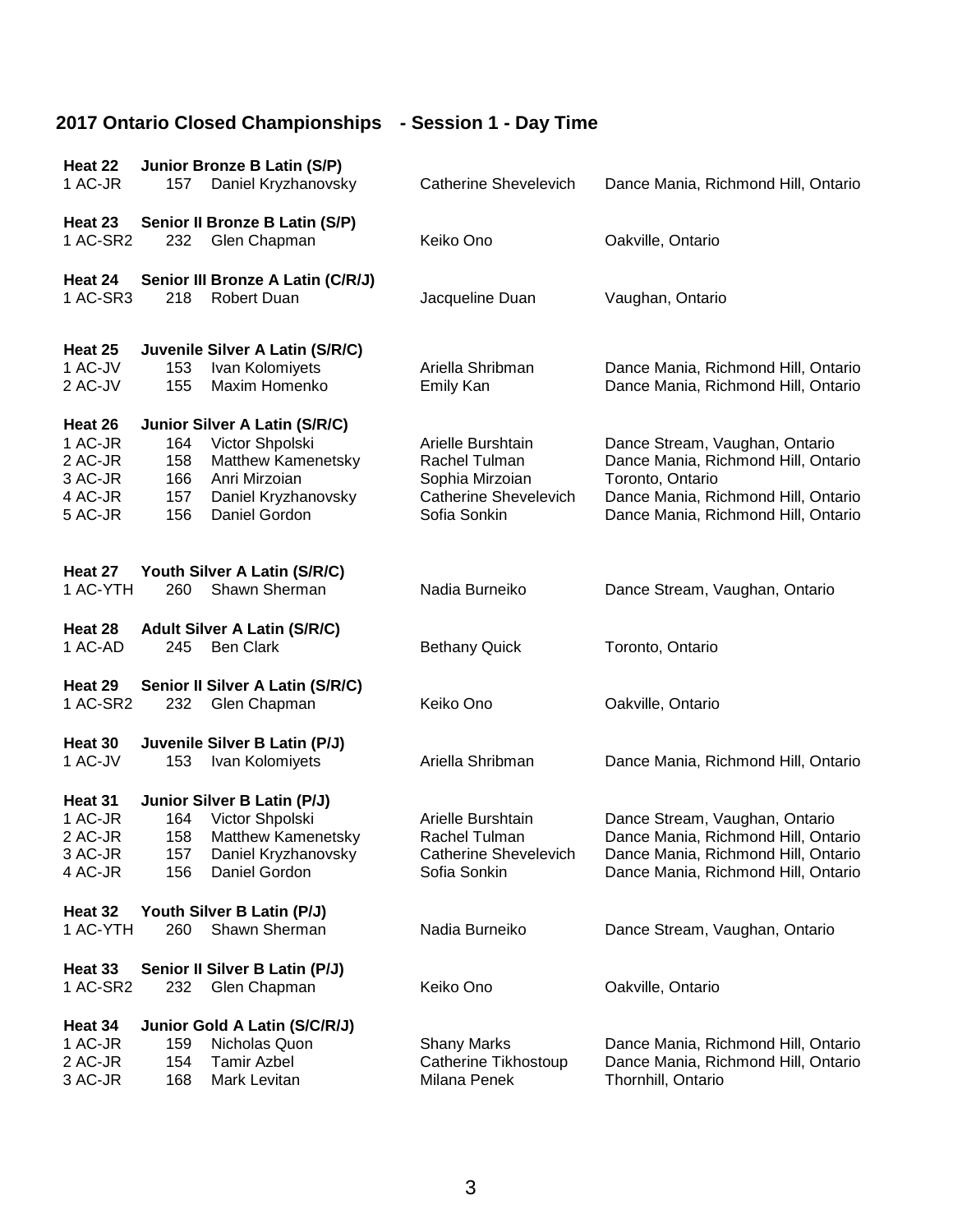## 2017 Ontario Closed Championships - Session 1 - Day Time

**Heat 22 Junior Bronze B Latin (S/P)**

| | | | | |
|---|---|---|---|---|
| 1 AC-JR | 157 | Daniel Kryzhanovsky | Catherine Shevelevich | Dance Mania, Richmond Hill, Ontario |

**Heat 23 Senior II Bronze B Latin (S/P)**

| | | | | |
|---|---|---|---|---|
| 1 AC-SR2 | 232 | Glen Chapman | Keiko Ono | Oakville, Ontario |

**Heat 24 Senior III Bronze A Latin (C/R/J)**

| | | | | |
|---|---|---|---|---|
| 1 AC-SR3 | 218 | Robert Duan | Jacqueline Duan | Vaughan, Ontario |

**Heat 25 Juvenile Silver A Latin (S/R/C)**

| | | | | |
|---|---|---|---|---|
| 1 AC-JV | 153 | Ivan Kolomiyets | Ariella Shribman | Dance Mania, Richmond Hill, Ontario |
| 2 AC-JV | 155 | Maxim Homenko | Emily Kan | Dance Mania, Richmond Hill, Ontario |

**Heat 26 Junior Silver A Latin (S/R/C)**

| | | | | |
|---|---|---|---|---|
| 1 AC-JR | 164 | Victor Shpolski | Arielle Burshtain | Dance Stream, Vaughan, Ontario |
| 2 AC-JR | 158 | Matthew Kamenetsky | Rachel Tulman | Dance Mania, Richmond Hill, Ontario |
| 3 AC-JR | 166 | Anri Mirzoian | Sophia Mirzoian | Toronto, Ontario |
| 4 AC-JR | 157 | Daniel Kryzhanovsky | Catherine Shevelevich | Dance Mania, Richmond Hill, Ontario |
| 5 AC-JR | 156 | Daniel Gordon | Sofia Sonkin | Dance Mania, Richmond Hill, Ontario |

**Heat 27 Youth Silver A Latin (S/R/C)**

| | | | | |
|---|---|---|---|---|
| 1 AC-YTH | 260 | Shawn Sherman | Nadia Burneiko | Dance Stream, Vaughan, Ontario |

**Heat 28 Adult Silver A Latin (S/R/C)**

| | | | | |
|---|---|---|---|---|
| 1 AC-AD | 245 | Ben Clark | Bethany Quick | Toronto, Ontario |

**Heat 29 Senior II Silver A Latin (S/R/C)**

| | | | | |
|---|---|---|---|---|
| 1 AC-SR2 | 232 | Glen Chapman | Keiko Ono | Oakville, Ontario |

**Heat 30 Juvenile Silver B Latin (P/J)**

| | | | | |
|---|---|---|---|---|
| 1 AC-JV | 153 | Ivan Kolomiyets | Ariella Shribman | Dance Mania, Richmond Hill, Ontario |

**Heat 31 Junior Silver B Latin (P/J)**

| | | | | |
|---|---|---|---|---|
| 1 AC-JR | 164 | Victor Shpolski | Arielle Burshtain | Dance Stream, Vaughan, Ontario |
| 2 AC-JR | 158 | Matthew Kamenetsky | Rachel Tulman | Dance Mania, Richmond Hill, Ontario |
| 3 AC-JR | 157 | Daniel Kryzhanovsky | Catherine Shevelevich | Dance Mania, Richmond Hill, Ontario |
| 4 AC-JR | 156 | Daniel Gordon | Sofia Sonkin | Dance Mania, Richmond Hill, Ontario |

**Heat 32 Youth Silver B Latin (P/J)**

| | | | | |
|---|---|---|---|---|
| 1 AC-YTH | 260 | Shawn Sherman | Nadia Burneiko | Dance Stream, Vaughan, Ontario |

**Heat 33 Senior II Silver B Latin (P/J)**

| | | | | |
|---|---|---|---|---|
| 1 AC-SR2 | 232 | Glen Chapman | Keiko Ono | Oakville, Ontario |

**Heat 34 Junior Gold A Latin (S/C/R/J)**

| | | | | |
|---|---|---|---|---|
| 1 AC-JR | 159 | Nicholas Quon | Shany Marks | Dance Mania, Richmond Hill, Ontario |
| 2 AC-JR | 154 | Tamir Azbel | Catherine Tikhostoup | Dance Mania, Richmond Hill, Ontario |
| 3 AC-JR | 168 | Mark Levitan | Milana Penek | Thornhill, Ontario |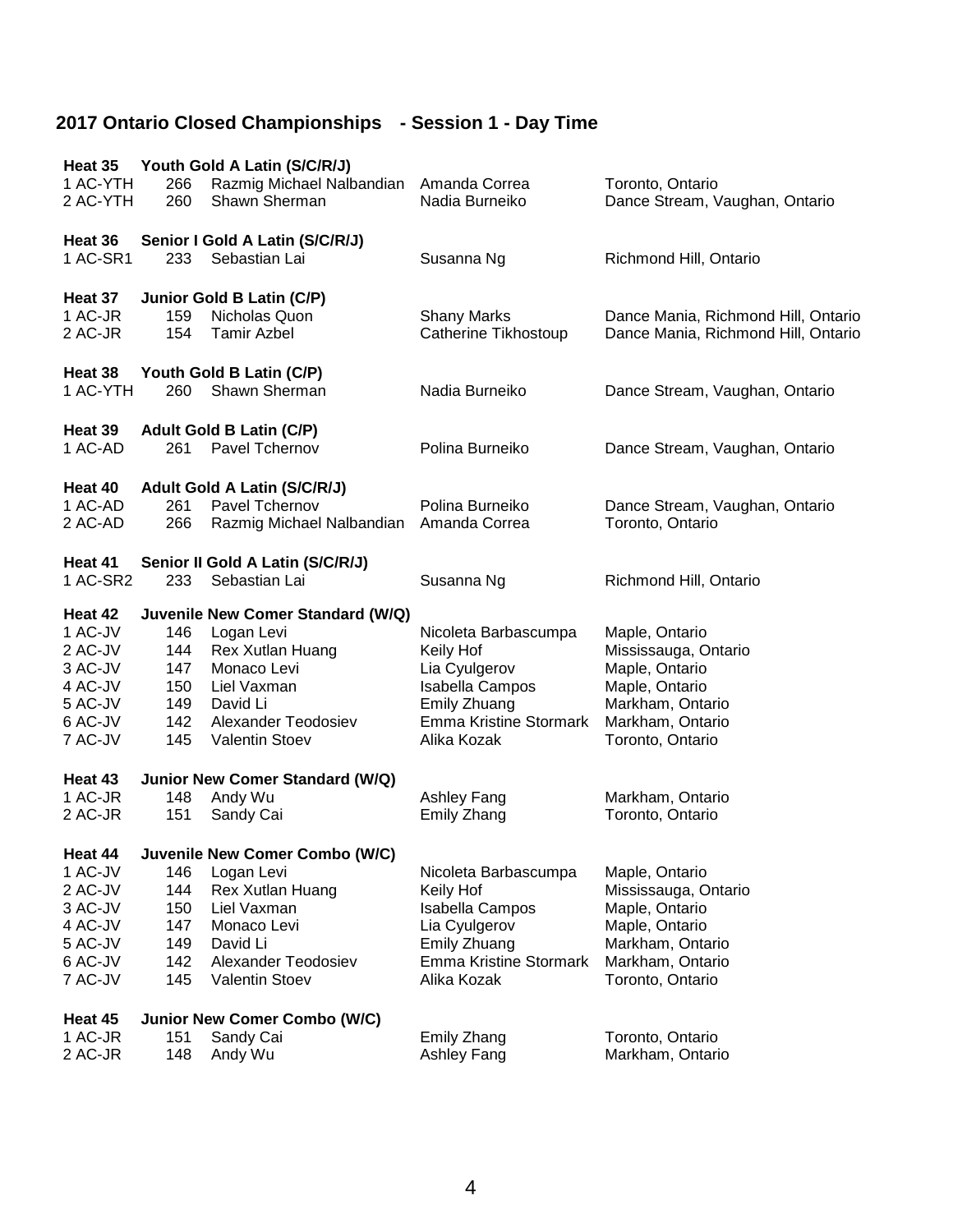## 2017 Ontario Closed Championships - Session 1 - Day Time

**Heat 35 Youth Gold A Latin (S/C/R/J)**

| | | | | |
|---|---|---|---|---|
| 1 AC-YTH | 266 | Razmig Michael Nalbandian | Amanda Correa | Toronto, Ontario |
| 2 AC-YTH | 260 | Shawn Sherman | Nadia Burneiko | Dance Stream, Vaughan, Ontario |

**Heat 36 Senior I Gold A Latin (S/C/R/J)**

| | | | | |
|---|---|---|---|---|
| 1 AC-SR1 | 233 | Sebastian Lai | Susanna Ng | Richmond Hill, Ontario |

**Heat 37 Junior Gold B Latin (C/P)**

| | | | | |
|---|---|---|---|---|
| 1 AC-JR | 159 | Nicholas Quon | Shany Marks | Dance Mania, Richmond Hill, Ontario |
| 2 AC-JR | 154 | Tamir Azbel | Catherine Tikhostoup | Dance Mania, Richmond Hill, Ontario |

**Heat 38 Youth Gold B Latin (C/P)**

| | | | | |
|---|---|---|---|---|
| 1 AC-YTH | 260 | Shawn Sherman | Nadia Burneiko | Dance Stream, Vaughan, Ontario |

**Heat 39 Adult Gold B Latin (C/P)**

| | | | | |
|---|---|---|---|---|
| 1 AC-AD | 261 | Pavel Tchernov | Polina Burneiko | Dance Stream, Vaughan, Ontario |

**Heat 40 Adult Gold A Latin (S/C/R/J)**

| | | | | |
|---|---|---|---|---|
| 1 AC-AD | 261 | Pavel Tchernov | Polina Burneiko | Dance Stream, Vaughan, Ontario |
| 2 AC-AD | 266 | Razmig Michael Nalbandian | Amanda Correa | Toronto, Ontario |

**Heat 41 Senior II Gold A Latin (S/C/R/J)**

| | | | | |
|---|---|---|---|---|
| 1 AC-SR2 | 233 | Sebastian Lai | Susanna Ng | Richmond Hill, Ontario |

**Heat 42 Juvenile New Comer Standard (W/Q)**

| | | | | |
|---|---|---|---|---|
| 1 AC-JV | 146 | Logan Levi | Nicoleta Barbascumpa | Maple, Ontario |
| 2 AC-JV | 144 | Rex Xutlan Huang | Keily Hof | Mississauga, Ontario |
| 3 AC-JV | 147 | Monaco Levi | Lia Cyulgerov | Maple, Ontario |
| 4 AC-JV | 150 | Liel Vaxman | Isabella Campos | Maple, Ontario |
| 5 AC-JV | 149 | David Li | Emily Zhuang | Markham, Ontario |
| 6 AC-JV | 142 | Alexander Teodosiev | Emma Kristine Stormark | Markham, Ontario |
| 7 AC-JV | 145 | Valentin Stoev | Alika Kozak | Toronto, Ontario |

**Heat 43 Junior New Comer Standard (W/Q)**

| | | | | |
|---|---|---|---|---|
| 1 AC-JR | 148 | Andy Wu | Ashley Fang | Markham, Ontario |
| 2 AC-JR | 151 | Sandy Cai | Emily Zhang | Toronto, Ontario |

**Heat 44 Juvenile New Comer Combo (W/C)**

| | | | | |
|---|---|---|---|---|
| 1 AC-JV | 146 | Logan Levi | Nicoleta Barbascumpa | Maple, Ontario |
| 2 AC-JV | 144 | Rex Xutlan Huang | Keily Hof | Mississauga, Ontario |
| 3 AC-JV | 150 | Liel Vaxman | Isabella Campos | Maple, Ontario |
| 4 AC-JV | 147 | Monaco Levi | Lia Cyulgerov | Maple, Ontario |
| 5 AC-JV | 149 | David Li | Emily Zhuang | Markham, Ontario |
| 6 AC-JV | 142 | Alexander Teodosiev | Emma Kristine Stormark | Markham, Ontario |
| 7 AC-JV | 145 | Valentin Stoev | Alika Kozak | Toronto, Ontario |

**Heat 45 Junior New Comer Combo (W/C)**

| | | | | |
|---|---|---|---|---|
| 1 AC-JR | 151 | Sandy Cai | Emily Zhang | Toronto, Ontario |
| 2 AC-JR | 148 | Andy Wu | Ashley Fang | Markham, Ontario |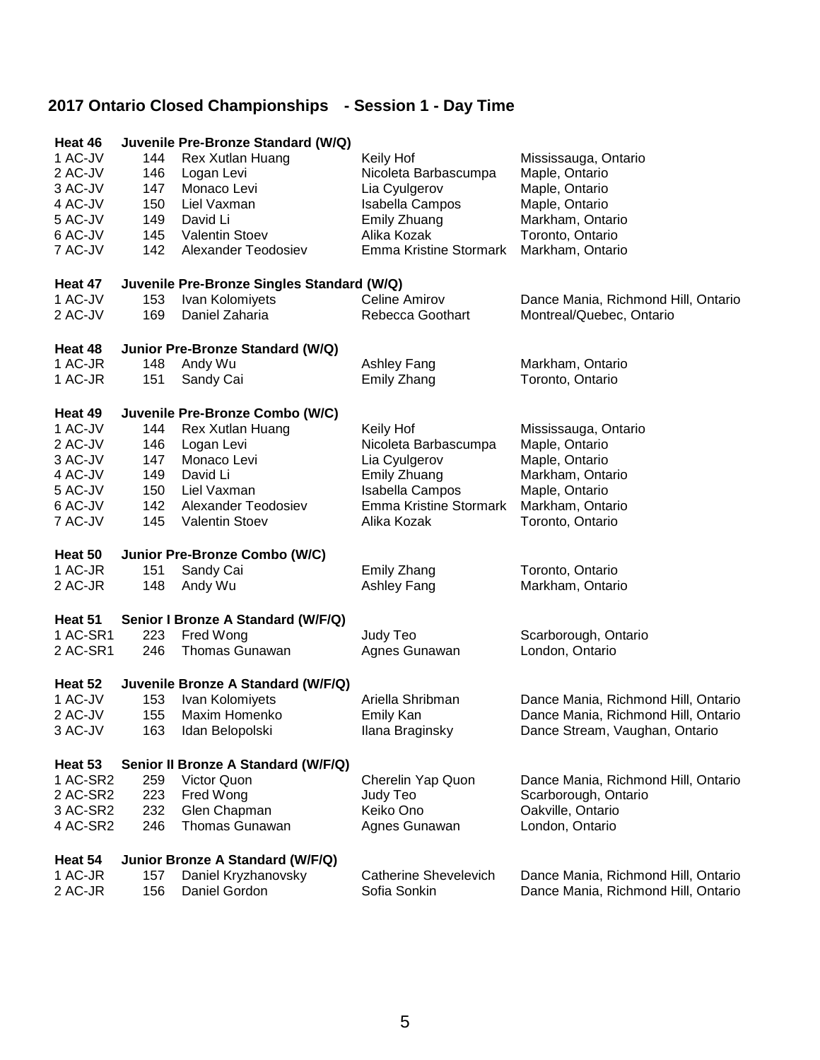## 2017 Ontario Closed Championships - Session 1 - Day Time

**Heat 46 Juvenile Pre-Bronze Standard (W/Q)**

| | | | | |
|---|---|---|---|---|
| 1 AC-JV | 144 | Rex Xutlan Huang | Keily Hof | Mississauga, Ontario |
| 2 AC-JV | 146 | Logan Levi | Nicoleta Barbascumpa | Maple, Ontario |
| 3 AC-JV | 147 | Monaco Levi | Lia Cyulgerov | Maple, Ontario |
| 4 AC-JV | 150 | Liel Vaxman | Isabella Campos | Maple, Ontario |
| 5 AC-JV | 149 | David Li | Emily Zhuang | Markham, Ontario |
| 6 AC-JV | 145 | Valentin Stoev | Alika Kozak | Toronto, Ontario |
| 7 AC-JV | 142 | Alexander Teodosiev | Emma Kristine Stormark | Markham, Ontario |

**Heat 47 Juvenile Pre-Bronze Singles Standard (W/Q)**

| | | | | |
|---|---|---|---|---|
| 1 AC-JV | 153 | Ivan Kolomiyets | Celine Amirov | Dance Mania, Richmond Hill, Ontario |
| 2 AC-JV | 169 | Daniel Zaharia | Rebecca Goothart | Montreal/Quebec, Ontario |

**Heat 48 Junior Pre-Bronze Standard (W/Q)**

| | | | | |
|---|---|---|---|---|
| 1 AC-JR | 148 | Andy Wu | Ashley Fang | Markham, Ontario |
| 1 AC-JR | 151 | Sandy Cai | Emily Zhang | Toronto, Ontario |

**Heat 49 Juvenile Pre-Bronze Combo (W/C)**

| | | | | |
|---|---|---|---|---|
| 1 AC-JV | 144 | Rex Xutlan Huang | Keily Hof | Mississauga, Ontario |
| 2 AC-JV | 146 | Logan Levi | Nicoleta Barbascumpa | Maple, Ontario |
| 3 AC-JV | 147 | Monaco Levi | Lia Cyulgerov | Maple, Ontario |
| 4 AC-JV | 149 | David Li | Emily Zhuang | Markham, Ontario |
| 5 AC-JV | 150 | Liel Vaxman | Isabella Campos | Maple, Ontario |
| 6 AC-JV | 142 | Alexander Teodosiev | Emma Kristine Stormark | Markham, Ontario |
| 7 AC-JV | 145 | Valentin Stoev | Alika Kozak | Toronto, Ontario |

**Heat 50 Junior Pre-Bronze Combo (W/C)**

| | | | | |
|---|---|---|---|---|
| 1 AC-JR | 151 | Sandy Cai | Emily Zhang | Toronto, Ontario |
| 2 AC-JR | 148 | Andy Wu | Ashley Fang | Markham, Ontario |

**Heat 51 Senior I Bronze A Standard (W/F/Q)**

| | | | | |
|---|---|---|---|---|
| 1 AC-SR1 | 223 | Fred Wong | Judy Teo | Scarborough, Ontario |
| 2 AC-SR1 | 246 | Thomas Gunawan | Agnes Gunawan | London, Ontario |

**Heat 52 Juvenile Bronze A Standard (W/F/Q)**

| | | | | |
|---|---|---|---|---|
| 1 AC-JV | 153 | Ivan Kolomiyets | Ariella Shribman | Dance Mania, Richmond Hill, Ontario |
| 2 AC-JV | 155 | Maxim Homenko | Emily Kan | Dance Mania, Richmond Hill, Ontario |
| 3 AC-JV | 163 | Idan Belopolski | Ilana Braginsky | Dance Stream, Vaughan, Ontario |

**Heat 53 Senior II Bronze A Standard (W/F/Q)**

| | | | | |
|---|---|---|---|---|
| 1 AC-SR2 | 259 | Victor Quon | Cherelin Yap Quon | Dance Mania, Richmond Hill, Ontario |
| 2 AC-SR2 | 223 | Fred Wong | Judy Teo | Scarborough, Ontario |
| 3 AC-SR2 | 232 | Glen Chapman | Keiko Ono | Oakville, Ontario |
| 4 AC-SR2 | 246 | Thomas Gunawan | Agnes Gunawan | London, Ontario |

**Heat 54 Junior Bronze A Standard (W/F/Q)**

| | | | | |
|---|---|---|---|---|
| 1 AC-JR | 157 | Daniel Kryzhanovsky | Catherine Shevelevich | Dance Mania, Richmond Hill, Ontario |
| 2 AC-JR | 156 | Daniel Gordon | Sofia Sonkin | Dance Mania, Richmond Hill, Ontario |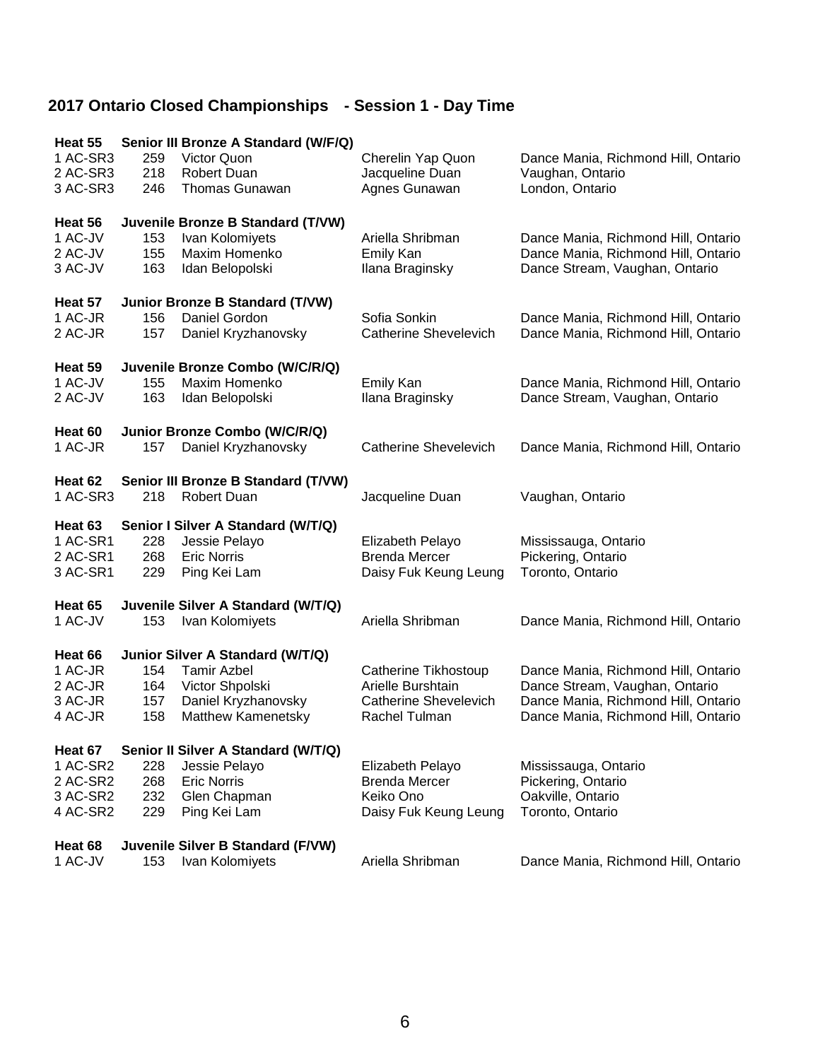## 2017 Ontario Closed Championships - Session 1 - Day Time

**Heat 55 Senior III Bronze A Standard (W/F/Q)**

| | | | | |
|---|---|---|---|---|
| 1 AC-SR3 | 259 | Victor Quon | Cherelin Yap Quon | Dance Mania, Richmond Hill, Ontario |
| 2 AC-SR3 | 218 | Robert Duan | Jacqueline Duan | Vaughan, Ontario |
| 3 AC-SR3 | 246 | Thomas Gunawan | Agnes Gunawan | London, Ontario |

**Heat 56 Juvenile Bronze B Standard (T/VW)**

| | | | | |
|---|---|---|---|---|
| 1 AC-JV | 153 | Ivan Kolomiyets | Ariella Shribman | Dance Mania, Richmond Hill, Ontario |
| 2 AC-JV | 155 | Maxim Homenko | Emily Kan | Dance Mania, Richmond Hill, Ontario |
| 3 AC-JV | 163 | Idan Belopolski | Ilana Braginsky | Dance Stream, Vaughan, Ontario |

**Heat 57 Junior Bronze B Standard (T/VW)**

| | | | | |
|---|---|---|---|---|
| 1 AC-JR | 156 | Daniel Gordon | Sofia Sonkin | Dance Mania, Richmond Hill, Ontario |
| 2 AC-JR | 157 | Daniel Kryzhanovsky | Catherine Shevelevich | Dance Mania, Richmond Hill, Ontario |

**Heat 59 Juvenile Bronze Combo (W/C/R/Q)**

| | | | | |
|---|---|---|---|---|
| 1 AC-JV | 155 | Maxim Homenko | Emily Kan | Dance Mania, Richmond Hill, Ontario |
| 2 AC-JV | 163 | Idan Belopolski | Ilana Braginsky | Dance Stream, Vaughan, Ontario |

**Heat 60 Junior Bronze Combo (W/C/R/Q)**

| | | | | |
|---|---|---|---|---|
| 1 AC-JR | 157 | Daniel Kryzhanovsky | Catherine Shevelevich | Dance Mania, Richmond Hill, Ontario |

**Heat 62 Senior III Bronze B Standard (T/VW)**

| | | | | |
|---|---|---|---|---|
| 1 AC-SR3 | 218 | Robert Duan | Jacqueline Duan | Vaughan, Ontario |

**Heat 63 Senior I Silver A Standard (W/T/Q)**

| | | | | |
|---|---|---|---|---|
| 1 AC-SR1 | 228 | Jessie Pelayo | Elizabeth Pelayo | Mississauga, Ontario |
| 2 AC-SR1 | 268 | Eric Norris | Brenda Mercer | Pickering, Ontario |
| 3 AC-SR1 | 229 | Ping Kei Lam | Daisy Fuk Keung Leung | Toronto, Ontario |

**Heat 65 Juvenile Silver A Standard (W/T/Q)**

| | | | | |
|---|---|---|---|---|
| 1 AC-JV | 153 | Ivan Kolomiyets | Ariella Shribman | Dance Mania, Richmond Hill, Ontario |

**Heat 66 Junior Silver A Standard (W/T/Q)**

| | | | | |
|---|---|---|---|---|
| 1 AC-JR | 154 | Tamir Azbel | Catherine Tikhostoup | Dance Mania, Richmond Hill, Ontario |
| 2 AC-JR | 164 | Victor Shpolski | Arielle Burshtain | Dance Stream, Vaughan, Ontario |
| 3 AC-JR | 157 | Daniel Kryzhanovsky | Catherine Shevelevich | Dance Mania, Richmond Hill, Ontario |
| 4 AC-JR | 158 | Matthew Kamenetsky | Rachel Tulman | Dance Mania, Richmond Hill, Ontario |

**Heat 67 Senior II Silver A Standard (W/T/Q)**

| | | | | |
|---|---|---|---|---|
| 1 AC-SR2 | 228 | Jessie Pelayo | Elizabeth Pelayo | Mississauga, Ontario |
| 2 AC-SR2 | 268 | Eric Norris | Brenda Mercer | Pickering, Ontario |
| 3 AC-SR2 | 232 | Glen Chapman | Keiko Ono | Oakville, Ontario |
| 4 AC-SR2 | 229 | Ping Kei Lam | Daisy Fuk Keung Leung | Toronto, Ontario |

**Heat 68 Juvenile Silver B Standard (F/VW)**

| | | | | |
|---|---|---|---|---|
| 1 AC-JV | 153 | Ivan Kolomiyets | Ariella Shribman | Dance Mania, Richmond Hill, Ontario |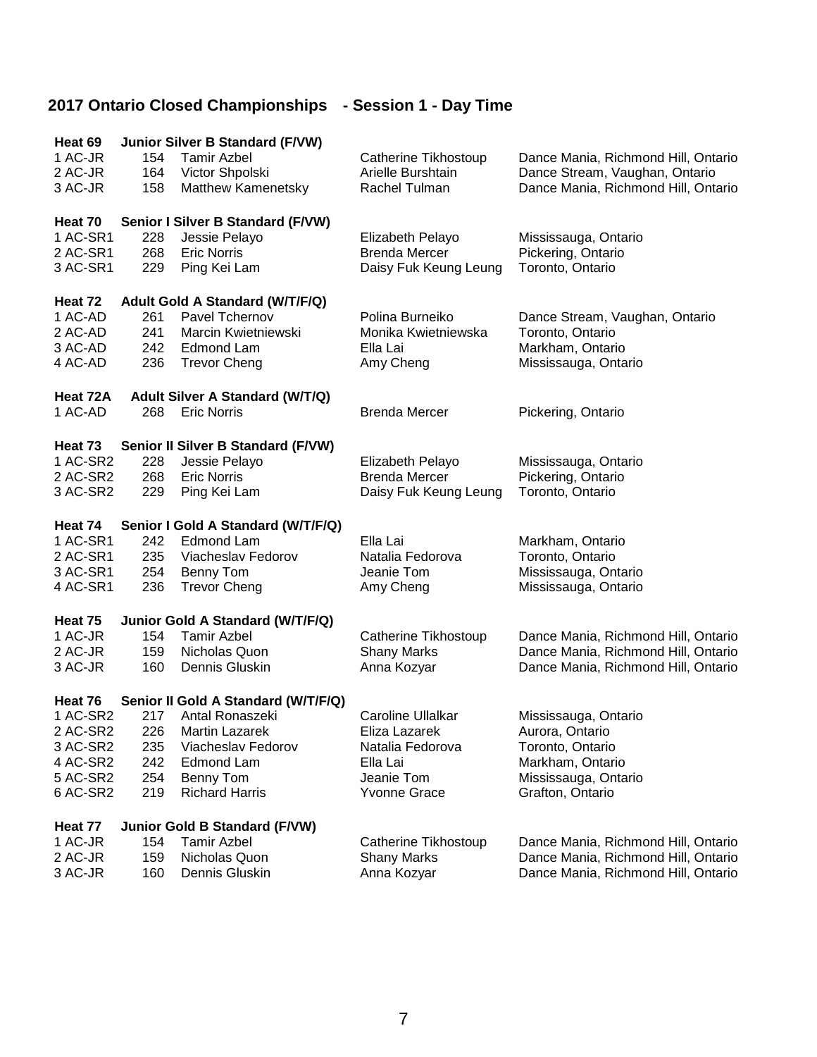## 2017 Ontario Closed Championships - Session 1 - Day Time

### Heat 69 Junior Silver B Standard (F/VW)

| | | | | |
|---|---|---|---|---|
| 1 AC-JR | 154 | Tamir Azbel | Catherine Tikhostoup | Dance Mania, Richmond Hill, Ontario |
| 2 AC-JR | 164 | Victor Shpolski | Arielle Burshtain | Dance Stream, Vaughan, Ontario |
| 3 AC-JR | 158 | Matthew Kamenetsky | Rachel Tulman | Dance Mania, Richmond Hill, Ontario |

### Heat 70 Senior I Silver B Standard (F/VW)

| | | | | |
|---|---|---|---|---|
| 1 AC-SR1 | 228 | Jessie Pelayo | Elizabeth Pelayo | Mississauga, Ontario |
| 2 AC-SR1 | 268 | Eric Norris | Brenda Mercer | Pickering, Ontario |
| 3 AC-SR1 | 229 | Ping Kei Lam | Daisy Fuk Keung Leung | Toronto, Ontario |

### Heat 72 Adult Gold A Standard (W/T/F/Q)

| | | | | |
|---|---|---|---|---|
| 1 AC-AD | 261 | Pavel Tchernov | Polina Burneiko | Dance Stream, Vaughan, Ontario |
| 2 AC-AD | 241 | Marcin Kwietniewski | Monika Kwietniewska | Toronto, Ontario |
| 3 AC-AD | 242 | Edmond Lam | Ella Lai | Markham, Ontario |
| 4 AC-AD | 236 | Trevor Cheng | Amy Cheng | Mississauga, Ontario |

### Heat 72A Adult Silver A Standard (W/T/Q)

| | | | | |
|---|---|---|---|---|
| 1 AC-AD | 268 | Eric Norris | Brenda Mercer | Pickering, Ontario |

### Heat 73 Senior II Silver B Standard (F/VW)

| | | | | |
|---|---|---|---|---|
| 1 AC-SR2 | 228 | Jessie Pelayo | Elizabeth Pelayo | Mississauga, Ontario |
| 2 AC-SR2 | 268 | Eric Norris | Brenda Mercer | Pickering, Ontario |
| 3 AC-SR2 | 229 | Ping Kei Lam | Daisy Fuk Keung Leung | Toronto, Ontario |

### Heat 74 Senior I Gold A Standard (W/T/F/Q)

| | | | | |
|---|---|---|---|---|
| 1 AC-SR1 | 242 | Edmond Lam | Ella Lai | Markham, Ontario |
| 2 AC-SR1 | 235 | Viacheslav Fedorov | Natalia Fedorova | Toronto, Ontario |
| 3 AC-SR1 | 254 | Benny Tom | Jeanie Tom | Mississauga, Ontario |
| 4 AC-SR1 | 236 | Trevor Cheng | Amy Cheng | Mississauga, Ontario |

### Heat 75 Junior Gold A Standard (W/T/F/Q)

| | | | | |
|---|---|---|---|---|
| 1 AC-JR | 154 | Tamir Azbel | Catherine Tikhostoup | Dance Mania, Richmond Hill, Ontario |
| 2 AC-JR | 159 | Nicholas Quon | Shany Marks | Dance Mania, Richmond Hill, Ontario |
| 3 AC-JR | 160 | Dennis Gluskin | Anna Kozyar | Dance Mania, Richmond Hill, Ontario |

### Heat 76 Senior II Gold A Standard (W/T/F/Q)

| | | | | |
|---|---|---|---|---|
| 1 AC-SR2 | 217 | Antal Ronaszeki | Caroline Ullalkar | Mississauga, Ontario |
| 2 AC-SR2 | 226 | Martin Lazarek | Eliza Lazarek | Aurora, Ontario |
| 3 AC-SR2 | 235 | Viacheslav Fedorov | Natalia Fedorova | Toronto, Ontario |
| 4 AC-SR2 | 242 | Edmond Lam | Ella Lai | Markham, Ontario |
| 5 AC-SR2 | 254 | Benny Tom | Jeanie Tom | Mississauga, Ontario |
| 6 AC-SR2 | 219 | Richard Harris | Yvonne Grace | Grafton, Ontario |

### Heat 77 Junior Gold B Standard (F/VW)

| | | | | |
|---|---|---|---|---|
| 1 AC-JR | 154 | Tamir Azbel | Catherine Tikhostoup | Dance Mania, Richmond Hill, Ontario |
| 2 AC-JR | 159 | Nicholas Quon | Shany Marks | Dance Mania, Richmond Hill, Ontario |
| 3 AC-JR | 160 | Dennis Gluskin | Anna Kozyar | Dance Mania, Richmond Hill, Ontario |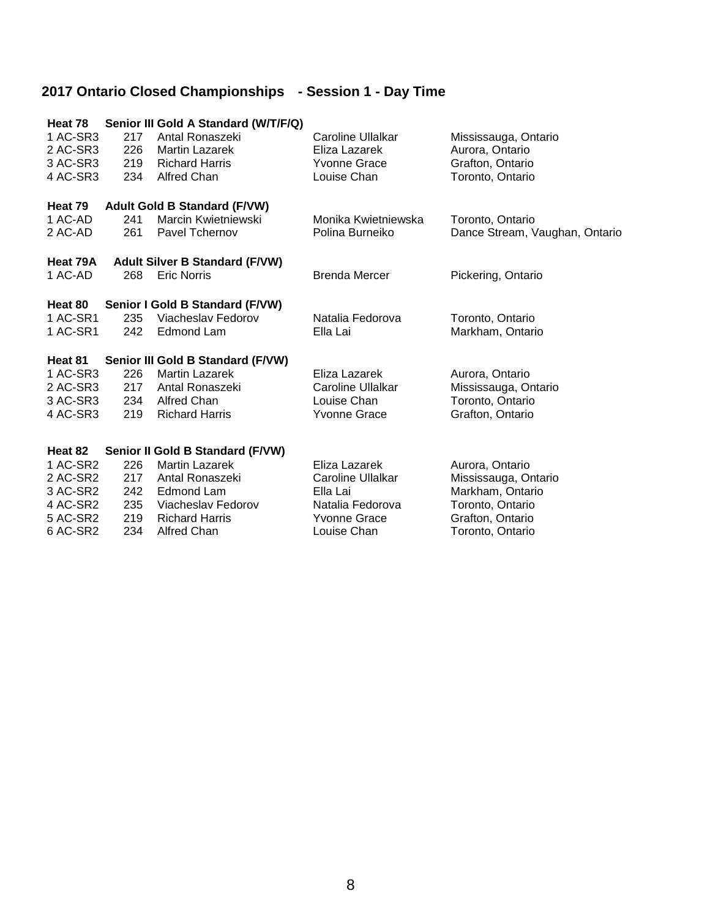# 2017 Ontario Closed Championships - Session 1 - Day Time

### Heat 78 Senior III Gold A Standard (W/T/F/Q)

| | | | | |
|---|---|---|---|---|
| 1 AC-SR3 | 217 | Antal Ronaszeki | Caroline Ullalkar | Mississauga, Ontario |
| 2 AC-SR3 | 226 | Martin Lazarek | Eliza Lazarek | Aurora, Ontario |
| 3 AC-SR3 | 219 | Richard Harris | Yvonne Grace | Grafton, Ontario |
| 4 AC-SR3 | 234 | Alfred Chan | Louise Chan | Toronto, Ontario |

### Heat 79 Adult Gold B Standard (F/VW)

| | | | | |
|---|---|---|---|---|
| 1 AC-AD | 241 | Marcin Kwietniewski | Monika Kwietniewska | Toronto, Ontario |
| 2 AC-AD | 261 | Pavel Tchernov | Polina Burneiko | Dance Stream, Vaughan, Ontario |

### Heat 79A Adult Silver B Standard (F/VW)

| | | | | |
|---|---|---|---|---|
| 1 AC-AD | 268 | Eric Norris | Brenda Mercer | Pickering, Ontario |

### Heat 80 Senior I Gold B Standard (F/VW)

| | | | | |
|---|---|---|---|---|
| 1 AC-SR1 | 235 | Viacheslav Fedorov | Natalia Fedorova | Toronto, Ontario |
| 1 AC-SR1 | 242 | Edmond Lam | Ella Lai | Markham, Ontario |

### Heat 81 Senior III Gold B Standard (F/VW)

| | | | | |
|---|---|---|---|---|
| 1 AC-SR3 | 226 | Martin Lazarek | Eliza Lazarek | Aurora, Ontario |
| 2 AC-SR3 | 217 | Antal Ronaszeki | Caroline Ullalkar | Mississauga, Ontario |
| 3 AC-SR3 | 234 | Alfred Chan | Louise Chan | Toronto, Ontario |
| 4 AC-SR3 | 219 | Richard Harris | Yvonne Grace | Grafton, Ontario |

### Heat 82 Senior II Gold B Standard (F/VW)

| | | | | |
|---|---|---|---|---|
| 1 AC-SR2 | 226 | Martin Lazarek | Eliza Lazarek | Aurora, Ontario |
| 2 AC-SR2 | 217 | Antal Ronaszeki | Caroline Ullalkar | Mississauga, Ontario |
| 3 AC-SR2 | 242 | Edmond Lam | Ella Lai | Markham, Ontario |
| 4 AC-SR2 | 235 | Viacheslav Fedorov | Natalia Fedorova | Toronto, Ontario |
| 5 AC-SR2 | 219 | Richard Harris | Yvonne Grace | Grafton, Ontario |
| 6 AC-SR2 | 234 | Alfred Chan | Louise Chan | Toronto, Ontario |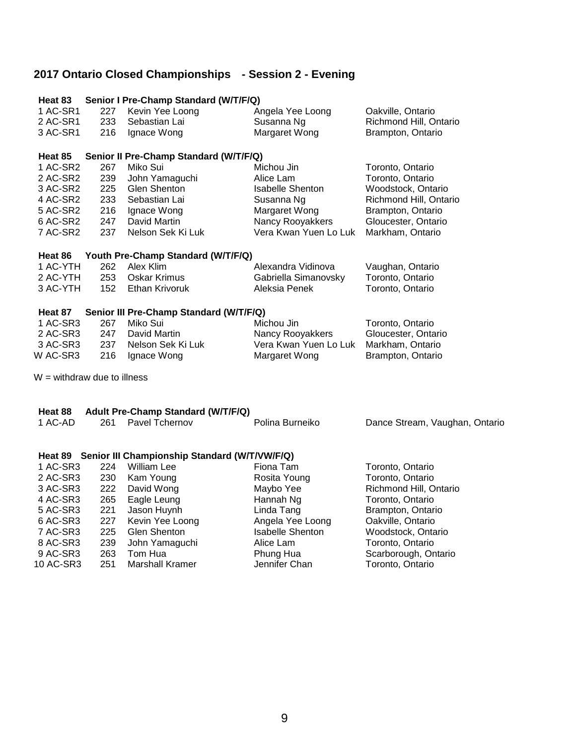# 2017 Ontario Closed Championships - Session 2 - Evening

### Heat 83 Senior I Pre-Champ Standard (W/T/F/Q)

| | | | | |
|---|---|---|---|---|
| 1 AC-SR1 | 227 | Kevin Yee Loong | Angela Yee Loong | Oakville, Ontario |
| 2 AC-SR1 | 233 | Sebastian Lai | Susanna Ng | Richmond Hill, Ontario |
| 3 AC-SR1 | 216 | Ignace Wong | Margaret Wong | Brampton, Ontario |

### Heat 85 Senior II Pre-Champ Standard (W/T/F/Q)

| | | | | |
|---|---|---|---|---|
| 1 AC-SR2 | 267 | Miko Sui | Michou Jin | Toronto, Ontario |
| 2 AC-SR2 | 239 | John Yamaguchi | Alice Lam | Toronto, Ontario |
| 3 AC-SR2 | 225 | Glen Shenton | Isabelle Shenton | Woodstock, Ontario |
| 4 AC-SR2 | 233 | Sebastian Lai | Susanna Ng | Richmond Hill, Ontario |
| 5 AC-SR2 | 216 | Ignace Wong | Margaret Wong | Brampton, Ontario |
| 6 AC-SR2 | 247 | David Martin | Nancy Rooyakkers | Gloucester, Ontario |
| 7 AC-SR2 | 237 | Nelson Sek Ki Luk | Vera Kwan Yuen Lo Luk | Markham, Ontario |

### Heat 86 Youth Pre-Champ Standard (W/T/F/Q)

| | | | | |
|---|---|---|---|---|
| 1 AC-YTH | 262 | Alex Klim | Alexandra Vidinova | Vaughan, Ontario |
| 2 AC-YTH | 253 | Oskar Krimus | Gabriella Simanovsky | Toronto, Ontario |
| 3 AC-YTH | 152 | Ethan Krivoruk | Aleksia Penek | Toronto, Ontario |

### Heat 87 Senior III Pre-Champ Standard (W/T/F/Q)

| | | | | |
|---|---|---|---|---|
| 1 AC-SR3 | 267 | Miko Sui | Michou Jin | Toronto, Ontario |
| 2 AC-SR3 | 247 | David Martin | Nancy Rooyakkers | Gloucester, Ontario |
| 3 AC-SR3 | 237 | Nelson Sek Ki Luk | Vera Kwan Yuen Lo Luk | Markham, Ontario |
| W AC-SR3 | 216 | Ignace Wong | Margaret Wong | Brampton, Ontario |

W = withdraw due to illness

### Heat 88 Adult Pre-Champ Standard (W/T/F/Q)

| | | | | |
|---|---|---|---|---|
| 1 AC-AD | 261 | Pavel Tchernov | Polina Burneiko | Dance Stream, Vaughan, Ontario |

### Heat 89 Senior III Championship Standard (W/T/VW/F/Q)

| | | | | |
|---|---|---|---|---|
| 1 AC-SR3 | 224 | William Lee | Fiona Tam | Toronto, Ontario |
| 2 AC-SR3 | 230 | Kam Young | Rosita Young | Toronto, Ontario |
| 3 AC-SR3 | 222 | David Wong | Maybo Yee | Richmond Hill, Ontario |
| 4 AC-SR3 | 265 | Eagle Leung | Hannah Ng | Toronto, Ontario |
| 5 AC-SR3 | 221 | Jason Huynh | Linda Tang | Brampton, Ontario |
| 6 AC-SR3 | 227 | Kevin Yee Loong | Angela Yee Loong | Oakville, Ontario |
| 7 AC-SR3 | 225 | Glen Shenton | Isabelle Shenton | Woodstock, Ontario |
| 8 AC-SR3 | 239 | John Yamaguchi | Alice Lam | Toronto, Ontario |
| 9 AC-SR3 | 263 | Tom Hua | Phung Hua | Scarborough, Ontario |
| 10 AC-SR3 | 251 | Marshall Kramer | Jennifer Chan | Toronto, Ontario |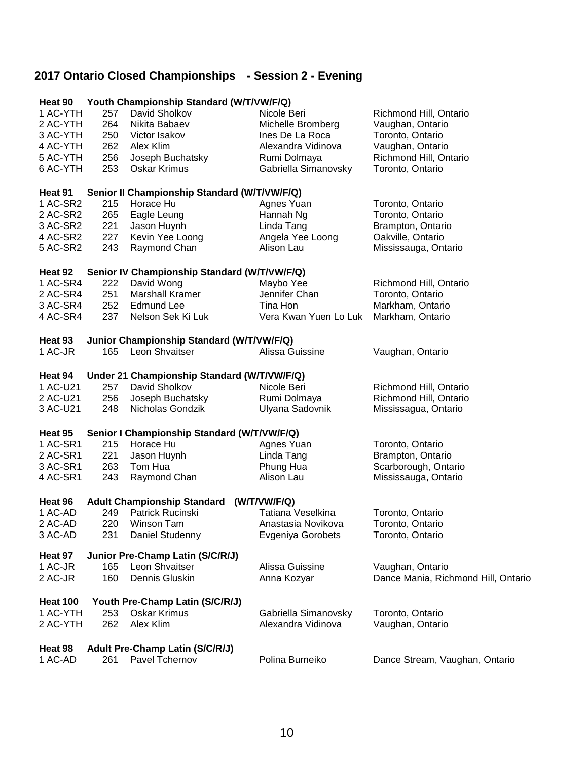## 2017 Ontario Closed Championships - Session 2 - Evening

**Heat 90 Youth Championship Standard (W/T/VW/F/Q)**

| | | | | |
|---|---|---|---|---|
| 1 AC-YTH | 257 | David Sholkov | Nicole Beri | Richmond Hill, Ontario |
| 2 AC-YTH | 264 | Nikita Babaev | Michelle Bromberg | Vaughan, Ontario |
| 3 AC-YTH | 250 | Victor Isakov | Ines De La Roca | Toronto, Ontario |
| 4 AC-YTH | 262 | Alex Klim | Alexandra Vidinova | Vaughan, Ontario |
| 5 AC-YTH | 256 | Joseph Buchatsky | Rumi Dolmaya | Richmond Hill, Ontario |
| 6 AC-YTH | 253 | Oskar Krimus | Gabriella Simanovsky | Toronto, Ontario |

**Heat 91 Senior II Championship Standard (W/T/VW/F/Q)**

| | | | | |
|---|---|---|---|---|
| 1 AC-SR2 | 215 | Horace Hu | Agnes Yuan | Toronto, Ontario |
| 2 AC-SR2 | 265 | Eagle Leung | Hannah Ng | Toronto, Ontario |
| 3 AC-SR2 | 221 | Jason Huynh | Linda Tang | Brampton, Ontario |
| 4 AC-SR2 | 227 | Kevin Yee Loong | Angela Yee Loong | Oakville, Ontario |
| 5 AC-SR2 | 243 | Raymond Chan | Alison Lau | Mississauga, Ontario |

**Heat 92 Senior IV Championship Standard (W/T/VW/F/Q)**

| | | | | |
|---|---|---|---|---|
| 1 AC-SR4 | 222 | David Wong | Maybo Yee | Richmond Hill, Ontario |
| 2 AC-SR4 | 251 | Marshall Kramer | Jennifer Chan | Toronto, Ontario |
| 3 AC-SR4 | 252 | Edmund Lee | Tina Hon | Markham, Ontario |
| 4 AC-SR4 | 237 | Nelson Sek Ki Luk | Vera Kwan Yuen Lo Luk | Markham, Ontario |

**Heat 93 Junior Championship Standard (W/T/VW/F/Q)**

| | | | | |
|---|---|---|---|---|
| 1 AC-JR | 165 | Leon Shvaitser | Alissa Guissine | Vaughan, Ontario |

**Heat 94 Under 21 Championship Standard (W/T/VW/F/Q)**

| | | | | |
|---|---|---|---|---|
| 1 AC-U21 | 257 | David Sholkov | Nicole Beri | Richmond Hill, Ontario |
| 2 AC-U21 | 256 | Joseph Buchatsky | Rumi Dolmaya | Richmond Hill, Ontario |
| 3 AC-U21 | 248 | Nicholas Gondzik | Ulyana Sadovnik | Mississagua, Ontario |

**Heat 95 Senior I Championship Standard (W/T/VW/F/Q)**

| | | | | |
|---|---|---|---|---|
| 1 AC-SR1 | 215 | Horace Hu | Agnes Yuan | Toronto, Ontario |
| 2 AC-SR1 | 221 | Jason Huynh | Linda Tang | Brampton, Ontario |
| 3 AC-SR1 | 263 | Tom Hua | Phung Hua | Scarborough, Ontario |
| 4 AC-SR1 | 243 | Raymond Chan | Alison Lau | Mississauga, Ontario |

**Heat 96 Adult Championship Standard (W/T/VW/F/Q)**

| | | | | |
|---|---|---|---|---|
| 1 AC-AD | 249 | Patrick Rucinski | Tatiana Veselkina | Toronto, Ontario |
| 2 AC-AD | 220 | Winson Tam | Anastasia Novikova | Toronto, Ontario |
| 3 AC-AD | 231 | Daniel Studenny | Evgeniya Gorobets | Toronto, Ontario |

**Heat 97 Junior Pre-Champ Latin (S/C/R/J)**

| | | | | |
|---|---|---|---|---|
| 1 AC-JR | 165 | Leon Shvaitser | Alissa Guissine | Vaughan, Ontario |
| 2 AC-JR | 160 | Dennis Gluskin | Anna Kozyar | Dance Mania, Richmond Hill, Ontario |

**Heat 100 Youth Pre-Champ Latin (S/C/R/J)**

| | | | | |
|---|---|---|---|---|
| 1 AC-YTH | 253 | Oskar Krimus | Gabriella Simanovsky | Toronto, Ontario |
| 2 AC-YTH | 262 | Alex Klim | Alexandra Vidinova | Vaughan, Ontario |

**Heat 98 Adult Pre-Champ Latin (S/C/R/J)**

| | | | | |
|---|---|---|---|---|
| 1 AC-AD | 261 | Pavel Tchernov | Polina Burneiko | Dance Stream, Vaughan, Ontario |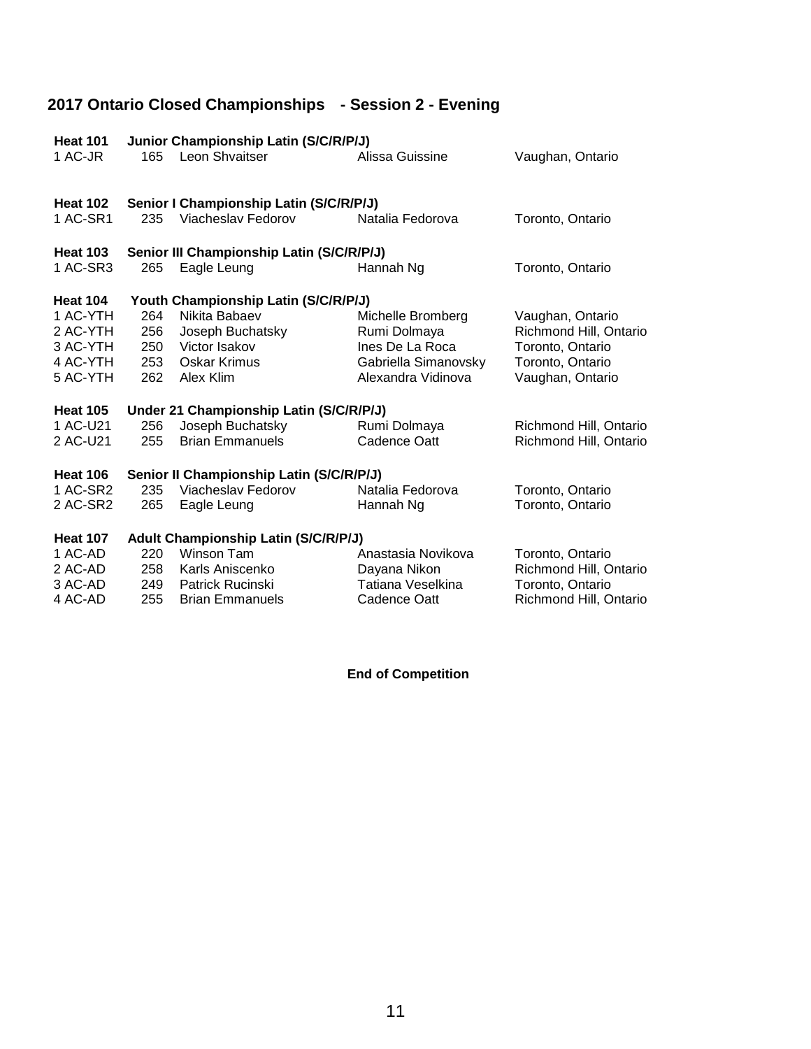## 2017 Ontario Closed Championships - Session 2 - Evening

**Heat 101 Junior Championship Latin (S/C/R/P/J)**

| | | | | |
|---|---|---|---|---|
| 1 AC-JR | 165 | Leon Shvaitser | Alissa Guissine | Vaughan, Ontario |

**Heat 102 Senior I Championship Latin (S/C/R/P/J)**

| | | | | |
|---|---|---|---|---|
| 1 AC-SR1 | 235 | Viacheslav Fedorov | Natalia Fedorova | Toronto, Ontario |

**Heat 103 Senior III Championship Latin (S/C/R/P/J)**

| | | | | |
|---|---|---|---|---|
| 1 AC-SR3 | 265 | Eagle Leung | Hannah Ng | Toronto, Ontario |

**Heat 104 Youth Championship Latin (S/C/R/P/J)**

| | | | | |
|---|---|---|---|---|
| 1 AC-YTH | 264 | Nikita Babaev | Michelle Bromberg | Vaughan, Ontario |
| 2 AC-YTH | 256 | Joseph Buchatsky | Rumi Dolmaya | Richmond Hill, Ontario |
| 3 AC-YTH | 250 | Victor Isakov | Ines De La Roca | Toronto, Ontario |
| 4 AC-YTH | 253 | Oskar Krimus | Gabriella Simanovsky | Toronto, Ontario |
| 5 AC-YTH | 262 | Alex Klim | Alexandra Vidinova | Vaughan, Ontario |

**Heat 105 Under 21 Championship Latin (S/C/R/P/J)**

| | | | | |
|---|---|---|---|---|
| 1 AC-U21 | 256 | Joseph Buchatsky | Rumi Dolmaya | Richmond Hill, Ontario |
| 2 AC-U21 | 255 | Brian Emmanuels | Cadence Oatt | Richmond Hill, Ontario |

**Heat 106 Senior II Championship Latin (S/C/R/P/J)**

| | | | | |
|---|---|---|---|---|
| 1 AC-SR2 | 235 | Viacheslav Fedorov | Natalia Fedorova | Toronto, Ontario |
| 2 AC-SR2 | 265 | Eagle Leung | Hannah Ng | Toronto, Ontario |

**Heat 107 Adult Championship Latin (S/C/R/P/J)**

| | | | | |
|---|---|---|---|---|
| 1 AC-AD | 220 | Winson Tam | Anastasia Novikova | Toronto, Ontario |
| 2 AC-AD | 258 | Karls Aniscenko | Dayana Nikon | Richmond Hill, Ontario |
| 3 AC-AD | 249 | Patrick Rucinski | Tatiana Veselkina | Toronto, Ontario |
| 4 AC-AD | 255 | Brian Emmanuels | Cadence Oatt | Richmond Hill, Ontario |

**End of Competition**